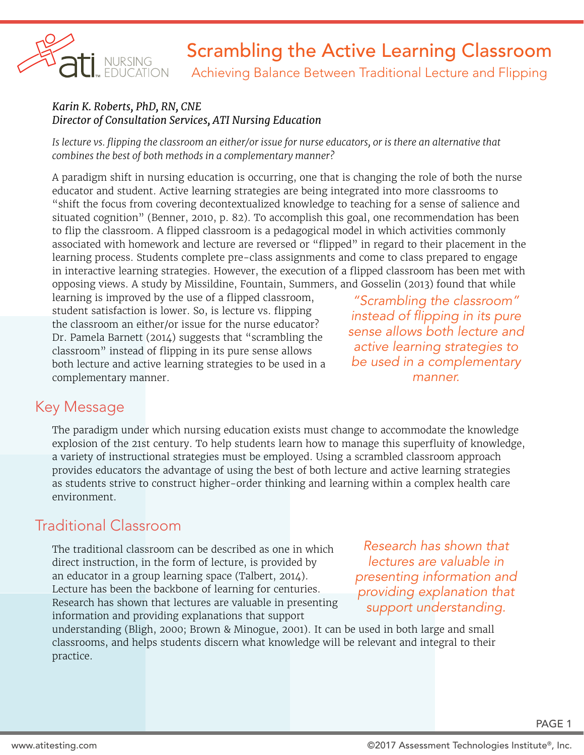# Scrambling the Active Learning Classroom

## Achieving Balance Between Traditional Lecture and Flipping

*Karin K. Roberts, PhD, RN, CNE*
*Director of Consultation Services, ATI Nursing Education*

*Is lecture vs. flipping the classroom an either/or issue for nurse educators, or is there an alternative that combines the best of both methods in a complementary manner?*

A paradigm shift in nursing education is occurring, one that is changing the role of both the nurse educator and student. Active learning strategies are being integrated into more classrooms to "shift the focus from covering decontextualized knowledge to teaching for a sense of salience and situated cognition" (Benner, 2010, p. 82). To accomplish this goal, one recommendation has been to flip the classroom. A flipped classroom is a pedagogical model in which activities commonly associated with homework and lecture are reversed or "flipped" in regard to their placement in the learning process. Students complete pre-class assignments and come to class prepared to engage in interactive learning strategies. However, the execution of a flipped classroom has been met with opposing views. A study by Missildine, Fountain, Summers, and Gosselin (2013) found that while learning is improved by the use of a flipped classroom, student satisfaction is lower. So, is lecture vs. flipping the classroom an either/or issue for the nurse educator? Dr. Pamela Barnett (2014) suggests that "scrambling the classroom" instead of flipping in its pure sense allows both lecture and active learning strategies to be used in a complementary manner.

*"Scrambling the classroom" instead of flipping in its pure sense allows both lecture and active learning strategies to be used in a complementary manner.*

## Key Message

The paradigm under which nursing education exists must change to accommodate the knowledge explosion of the 21st century. To help students learn how to manage this superfluity of knowledge, a variety of instructional strategies must be employed. Using a scrambled classroom approach provides educators the advantage of using the best of both lecture and active learning strategies as students strive to construct higher-order thinking and learning within a complex health care environment.

## Traditional Classroom

The traditional classroom can be described as one in which direct instruction, in the form of lecture, is provided by an educator in a group learning space (Talbert, 2014). Lecture has been the backbone of learning for centuries. Research has shown that lectures are valuable in presenting information and providing explanations that support understanding (Bligh, 2000; Brown & Minogue, 2001). It can be used in both large and small classrooms, and helps students discern what knowledge will be relevant and integral to their practice.

*Research has shown that lectures are valuable in presenting information and providing explanation that support understanding.*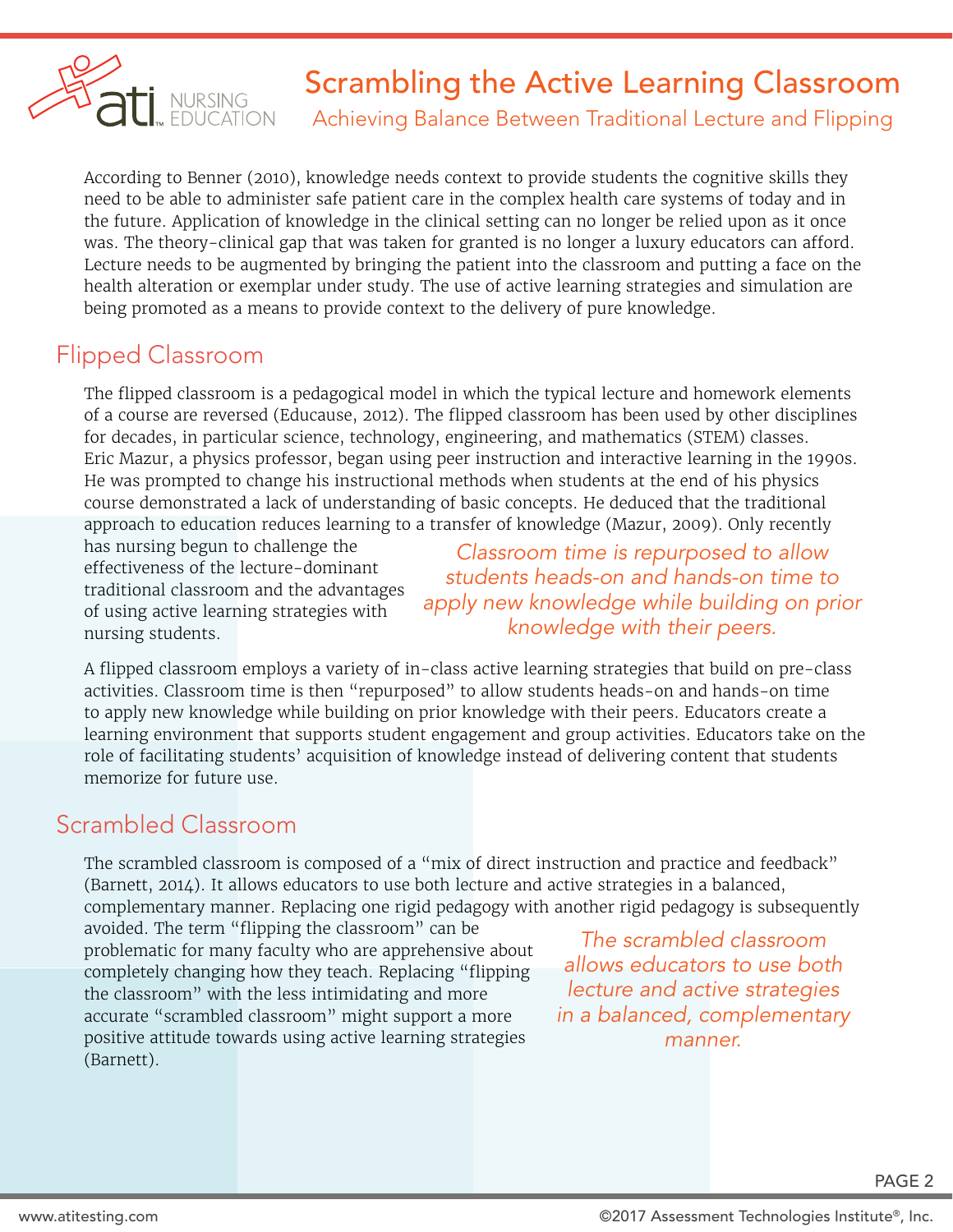# Scrambling the Active Learning Classroom

## Achieving Balance Between Traditional Lecture and Flipping

According to Benner (2010), knowledge needs context to provide students the cognitive skills they need to be able to administer safe patient care in the complex health care systems of today and in the future. Application of knowledge in the clinical setting can no longer be relied upon as it once was. The theory-clinical gap that was taken for granted is no longer a luxury educators can afford. Lecture needs to be augmented by bringing the patient into the classroom and putting a face on the health alteration or exemplar under study. The use of active learning strategies and simulation are being promoted as a means to provide context to the delivery of pure knowledge.

## Flipped Classroom

The flipped classroom is a pedagogical model in which the typical lecture and homework elements of a course are reversed (Educause, 2012). The flipped classroom has been used by other disciplines for decades, in particular science, technology, engineering, and mathematics (STEM) classes. Eric Mazur, a physics professor, began using peer instruction and interactive learning in the 1990s. He was prompted to change his instructional methods when students at the end of his physics course demonstrated a lack of understanding of basic concepts. He deduced that the traditional approach to education reduces learning to a transfer of knowledge (Mazur, 2009). Only recently has nursing begun to challenge the effectiveness of the lecture-dominant traditional classroom and the advantages of using active learning strategies with nursing students.

*Classroom time is repurposed to allow students heads-on and hands-on time to apply new knowledge while building on prior knowledge with their peers.*

A flipped classroom employs a variety of in-class active learning strategies that build on pre-class activities. Classroom time is then "repurposed" to allow students heads-on and hands-on time to apply new knowledge while building on prior knowledge with their peers. Educators create a learning environment that supports student engagement and group activities. Educators take on the role of facilitating students' acquisition of knowledge instead of delivering content that students memorize for future use.

## Scrambled Classroom

The scrambled classroom is composed of a "mix of direct instruction and practice and feedback" (Barnett, 2014). It allows educators to use both lecture and active strategies in a balanced, complementary manner. Replacing one rigid pedagogy with another rigid pedagogy is subsequently avoided. The term "flipping the classroom" can be problematic for many faculty who are apprehensive about completely changing how they teach. Replacing "flipping the classroom" with the less intimidating and more accurate "scrambled classroom" might support a more positive attitude towards using active learning strategies (Barnett).

*The scrambled classroom allows educators to use both lecture and active strategies in a balanced, complementary manner.*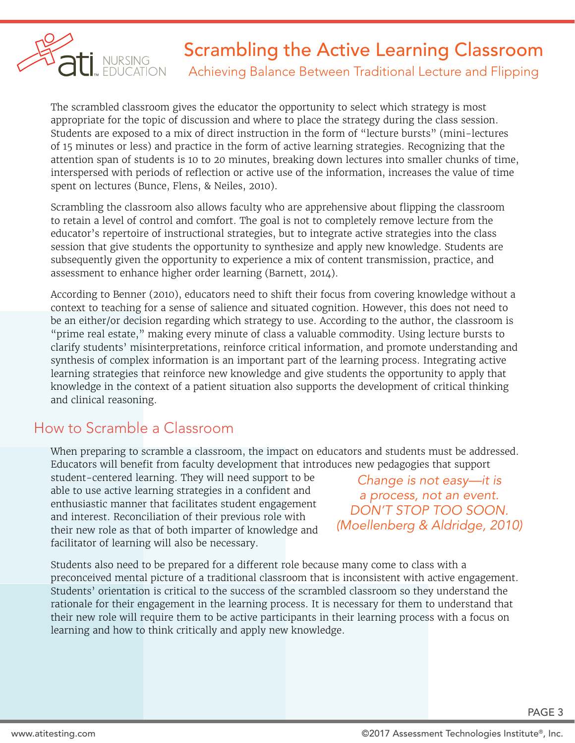The scrambled classroom gives the educator the opportunity to select which strategy is most appropriate for the topic of discussion and where to place the strategy during the class session. Students are exposed to a mix of direct instruction in the form of "lecture bursts" (mini-lectures of 15 minutes or less) and practice in the form of active learning strategies. Recognizing that the attention span of students is 10 to 20 minutes, breaking down lectures into smaller chunks of time, interspersed with periods of reflection or active use of the information, increases the value of time spent on lectures (Bunce, Flens, & Neiles, 2010).

Scrambling the classroom also allows faculty who are apprehensive about flipping the classroom to retain a level of control and comfort. The goal is not to completely remove lecture from the educator's repertoire of instructional strategies, but to integrate active strategies into the class session that give students the opportunity to synthesize and apply new knowledge. Students are subsequently given the opportunity to experience a mix of content transmission, practice, and assessment to enhance higher order learning (Barnett, 2014).

According to Benner (2010), educators need to shift their focus from covering knowledge without a context to teaching for a sense of salience and situated cognition. However, this does not need to be an either/or decision regarding which strategy to use. According to the author, the classroom is "prime real estate," making every minute of class a valuable commodity. Using lecture bursts to clarify students' misinterpretations, reinforce critical information, and promote understanding and synthesis of complex information is an important part of the learning process. Integrating active learning strategies that reinforce new knowledge and give students the opportunity to apply that knowledge in the context of a patient situation also supports the development of critical thinking and clinical reasoning.

## How to Scramble a Classroom

When preparing to scramble a classroom, the impact on educators and students must be addressed. Educators will benefit from faculty development that introduces new pedagogies that support student-centered learning. They will need support to be able to use active learning strategies in a confident and enthusiastic manner that facilitates student engagement and interest. Reconciliation of their previous role with their new role as that of both imparter of knowledge and facilitator of learning will also be necessary.

*Change is not easy—it is a process, not an event. DON'T STOP TOO SOON. (Moellenberg & Aldridge, 2010)*

Students also need to be prepared for a different role because many come to class with a preconceived mental picture of a traditional classroom that is inconsistent with active engagement. Students' orientation is critical to the success of the scrambled classroom so they understand the rationale for their engagement in the learning process. It is necessary for them to understand that their new role will require them to be active participants in their learning process with a focus on learning and how to think critically and apply new knowledge.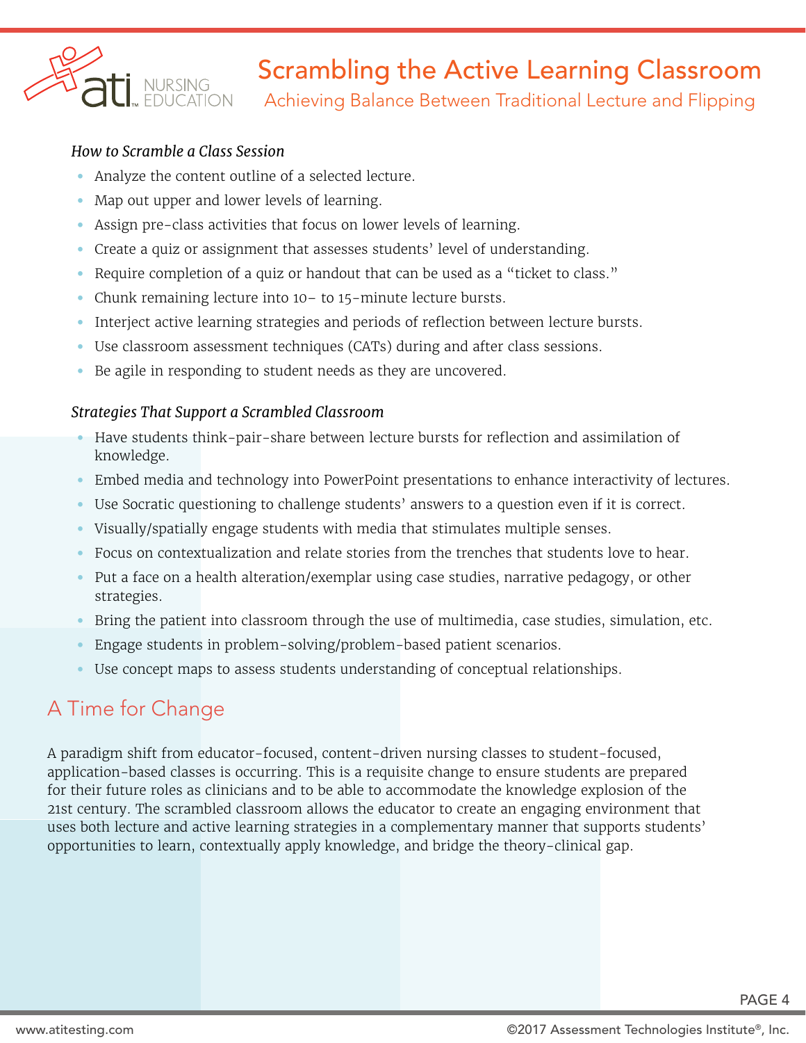*How to Scramble a Class Session*

- Analyze the content outline of a selected lecture.
- Map out upper and lower levels of learning.
- Assign pre-class activities that focus on lower levels of learning.
- Create a quiz or assignment that assesses students' level of understanding.
- Require completion of a quiz or handout that can be used as a "ticket to class."
- Chunk remaining lecture into 10- to 15-minute lecture bursts.
- Interject active learning strategies and periods of reflection between lecture bursts.
- Use classroom assessment techniques (CATs) during and after class sessions.
- Be agile in responding to student needs as they are uncovered.

*Strategies That Support a Scrambled Classroom*

- Have students think-pair-share between lecture bursts for reflection and assimilation of knowledge.
- Embed media and technology into PowerPoint presentations to enhance interactivity of lectures.
- Use Socratic questioning to challenge students' answers to a question even if it is correct.
- Visually/spatially engage students with media that stimulates multiple senses.
- Focus on contextualization and relate stories from the trenches that students love to hear.
- Put a face on a health alteration/exemplar using case studies, narrative pedagogy, or other strategies.
- Bring the patient into classroom through the use of multimedia, case studies, simulation, etc.
- Engage students in problem-solving/problem-based patient scenarios.
- Use concept maps to assess students understanding of conceptual relationships.

## A Time for Change

A paradigm shift from educator-focused, content-driven nursing classes to student-focused, application-based classes is occurring. This is a requisite change to ensure students are prepared for their future roles as clinicians and to be able to accommodate the knowledge explosion of the 21st century. The scrambled classroom allows the educator to create an engaging environment that uses both lecture and active learning strategies in a complementary manner that supports students' opportunities to learn, contextually apply knowledge, and bridge the theory-clinical gap.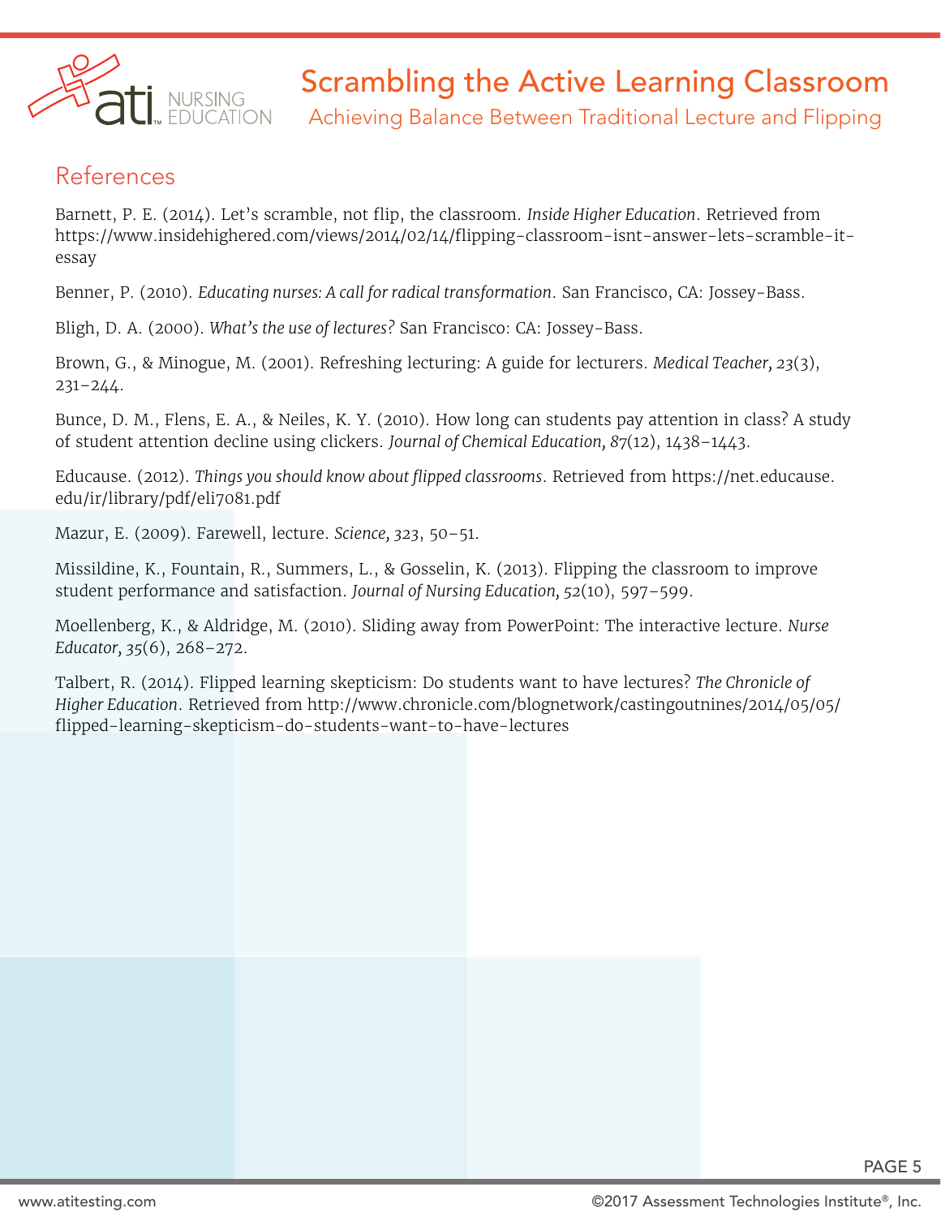## References

Barnett, P. E. (2014). Let's scramble, not flip, the classroom. *Inside Higher Education*. Retrieved from https://www.insidehighered.com/views/2014/02/14/flipping-classroom-isnt-answer-lets-scramble-it-essay

Benner, P. (2010). *Educating nurses: A call for radical transformation*. San Francisco, CA: Jossey-Bass.

Bligh, D. A. (2000). *What's the use of lectures*? San Francisco: CA: Jossey-Bass.

Brown, G., & Minogue, M. (2001). Refreshing lecturing: A guide for lecturers. *Medical Teacher, 23*(3), 231–244.

Bunce, D. M., Flens, E. A., & Neiles, K. Y. (2010). How long can students pay attention in class? A study of student attention decline using clickers. *Journal of Chemical Education, 87*(12), 1438–1443.

Educause. (2012). *Things you should know about flipped classrooms*. Retrieved from https://net.educause.edu/ir/library/pdf/eli7081.pdf

Mazur, E. (2009). Farewell, lecture. *Science, 323*, 50–51.

Missildine, K., Fountain, R., Summers, L., & Gosselin, K. (2013). Flipping the classroom to improve student performance and satisfaction. *Journal of Nursing Education, 52*(10), 597–599.

Moellenberg, K., & Aldridge, M. (2010). Sliding away from PowerPoint: The interactive lecture. *Nurse Educator, 35*(6), 268–272.

Talbert, R. (2014). Flipped learning skepticism: Do students want to have lectures? *The Chronicle of Higher Education*. Retrieved from http://www.chronicle.com/blognetwork/castingoutnines/2014/05/05/flipped-learning-skepticism-do-students-want-to-have-lectures